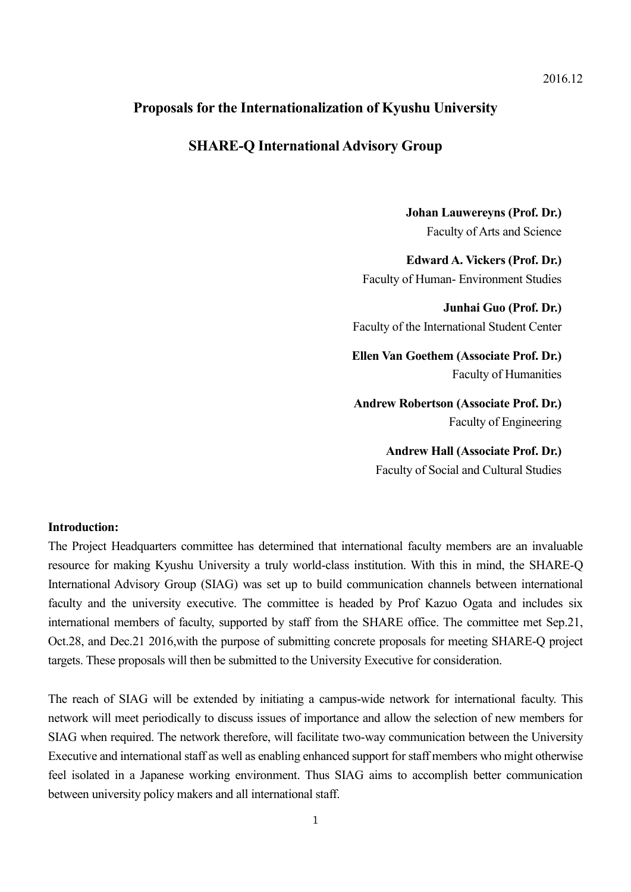2016.12

# Proposals for the Internationalization of Kyushu University

## SHARE-Q International Advisory Group

**Johan Lauwereyns (Prof. Dr.)**
Faculty of Arts and Science

**Edward A. Vickers (Prof. Dr.)**
Faculty of Human- Environment Studies

**Junhai Guo (Prof. Dr.)**
Faculty of the International Student Center

**Ellen Van Goethem (Associate Prof. Dr.)**
Faculty of Humanities

**Andrew Robertson (Associate Prof. Dr.)**
Faculty of Engineering

**Andrew Hall (Associate Prof. Dr.)**
Faculty of Social and Cultural Studies

**Introduction:**

The Project Headquarters committee has determined that international faculty members are an invaluable resource for making Kyushu University a truly world-class institution. With this in mind, the SHARE-Q International Advisory Group (SIAG) was set up to build communication channels between international faculty and the university executive. The committee is headed by Prof Kazuo Ogata and includes six international members of faculty, supported by staff from the SHARE office. The committee met Sep.21, Oct.28, and Dec.21 2016,with the purpose of submitting concrete proposals for meeting SHARE-Q project targets. These proposals will then be submitted to the University Executive for consideration.

The reach of SIAG will be extended by initiating a campus-wide network for international faculty. This network will meet periodically to discuss issues of importance and allow the selection of new members for SIAG when required. The network therefore, will facilitate two-way communication between the University Executive and international staff as well as enabling enhanced support for staff members who might otherwise feel isolated in a Japanese working environment. Thus SIAG aims to accomplish better communication between university policy makers and all international staff.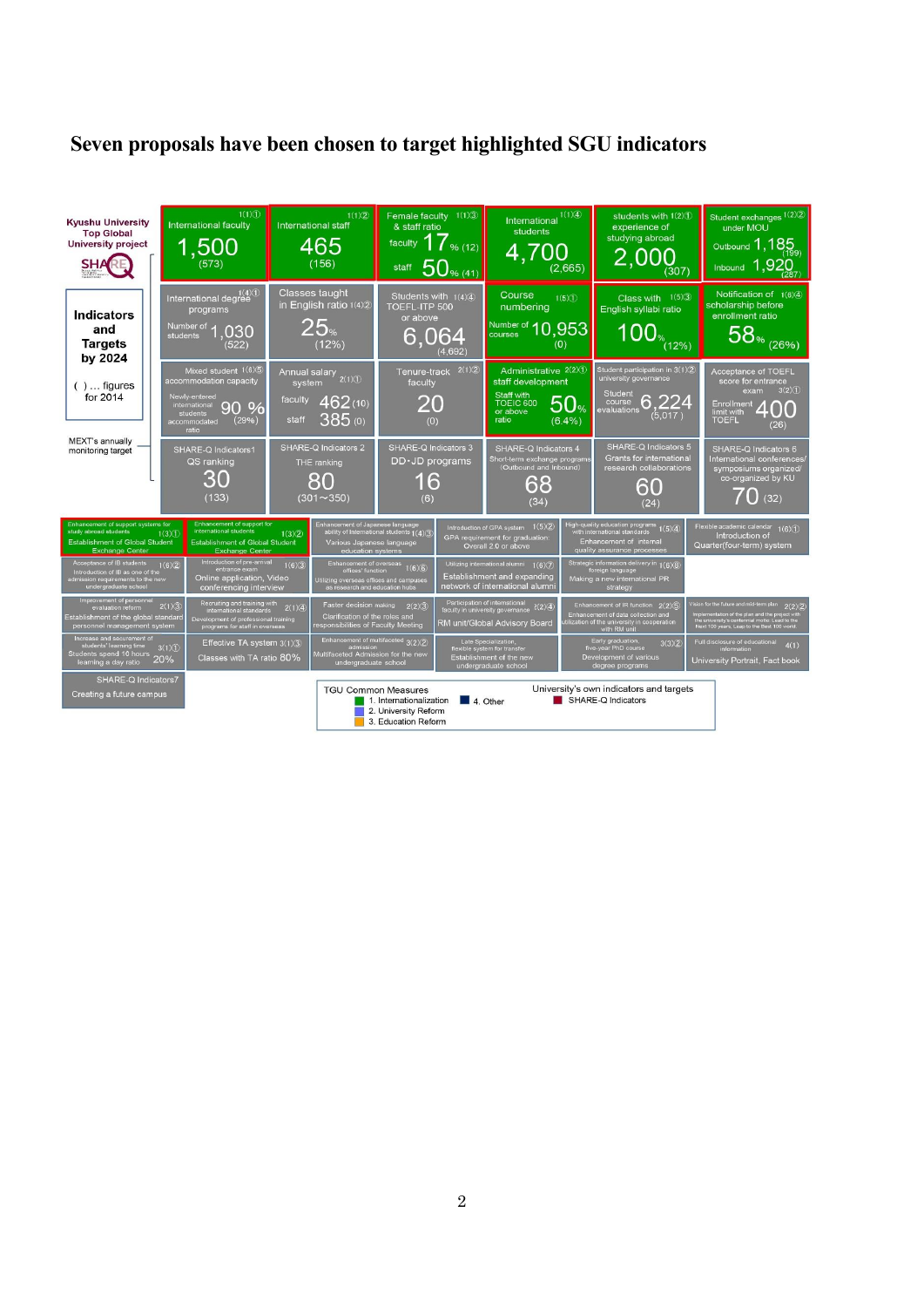# Seven proposals have been chosen to target highlighted SGU indicators

**Kyushu University Top Global University project**

SHARE-Q

**Indicators and Targets by 2024**

( ) … figures for 2014

MEXT's annually monitoring target

| | | | | | |
|---|---|---|---|---|---|
| International faculty 1(1)① **1,500** (573) | International staff 1(1)② **465** (156) | Female faculty & staff ratio 1(1)③ faculty **17**% (12) staff **50**% (41) | International students 1(1)④ **4,700** (2,665) | students with experience of studying abroad 1(2)① **2,000** (307) | Student exchanges under MOU 1(2)② Outbound **1,185** (199) Inbound **1,920** (287) |
| International degree programs 1(4)① Number of students **1,030** (522) | Classes taught in English ratio 1(4)② **25**% (12%) | Students with TOEFL-ITP 500 or above 1(4)④ **6,064** (4,692) | Course numbering 1(5)① Number of courses **10,953** (0) | Class with English syllabi ratio 1(5)③ **100**% (12%) | Notification of scholarship before enrollment ratio 1(6)④ **58**% (26%) |
| Mixed student accommodation capacity 1(6)⑤ Newly-entered international students accommodated ratio **90** % (29%) | Annual salary system 2(1)① faculty **462** (10) staff **385** (0) | Tenure-track faculty 2(1)② **20** (0) | Administrative staff development 2(2)① Staff with TOEIC 600 or above ratio **50**% (6.4%) | Student participation in university governance 3(1)② Student course evaluations **6,224** (5,017) | Acceptance of TOEFL score for entrance exam 3(2)① Enrollment limit with TOEFL **400** (26) |
| SHARE-Q Indicators1 QS ranking **30** (133) | SHARE-Q Indicators 2 THE ranking **80** (301~350) | SHARE-Q Indicators 3 DD・JD programs **16** (6) | SHARE-Q Indicators 4 Short-term exchange programs (Outbound and Inbound) **68** (34) | SHARE-Q Indicators 5 Grants for international research collaborations **60** (24) | SHARE-Q Indicators 6 International conferences/ symposiums organized/ co-organized by KU **70** (32) |

| | | | | | |
|---|---|---|---|---|---|
| Enhancement of support systems for study abroad students 1(3)① Establishment of Global Student Exchange Center | Enhancement of support for international students 1(3)② Establishment of Global Student Exchange Center | Enhancement of Japanese language ability of international students 1(4)③ Various Japanese language education systems | Introduction of GPA system 1(5)② GPA requirement for graduation: Overall 2.0 or above | High-quality education programs with international standards 1(5)④ Enhancement of internal quality assurance processes | Flexible academic calendar 1(6)① Introduction of Quarter(four-term) system |
| Acceptance of IB students 1(6)② Introduction of IB as one of the admission requirements to the new undergraduate school | Introduction of pre-arrival entrance exam 1(6)③ Online application, Video conferencing interview | Enhancement of overseas offices' function 1(6)⑥ Utilizing overseas offices and campuses as research and education hubs | Utilizing international alumni 1(6)⑦ Establishment and expanding network of international alumni | Strategic information delivery in foreign language 1(6)⑧ Making a new international PR strategy | |
| Improvement of personnel evaluation reform 2(1)③ Establishment of the global standard personnel management system | Recruiting and training with international standards 2(1)④ Development of professional training programs for staff in overseas | Faster decision making 2(2)③ Clarification of the roles and responsibilities of Faculty Meeting | Participation of international faculty in university governance 2(2)④ RM unit/Global Advisory Board | Enhancement of IR function 2(2)⑤ Enhancement of data collection and utilization of the university in cooperation with RM unit | Vision for the future and mid-term plan 2(2)② Implementation of the plan and the project with the university's centennial motto: Lead to the Next 100 years, Lead to the Best 100 world |
| Increase and securement of students' learning time 3(1)① Students spend 10 hours learning a day ratio 20% | Effective TA system 3(1)③ Classes with TA ratio 80% | Enhancement of multifaceted admission 3(2)② Multifaceted Admission for the new undergraduate school | Late Specialization, flexible system for transfer Establishment of the new undergraduate school | Early graduation, five-year PhD course 3(3)② Development of various degree programs | Full disclosure of educational information 4(1) University Portrait, Fact book |
| SHARE-Q Indicators7 Creating a future campus | | | | | |

TGU Common Measures
- 1. Internationalization
- 2. University Reform
- 3. Education Reform
- 4. Other

University's own indicators and targets
- SHARE-Q Indicators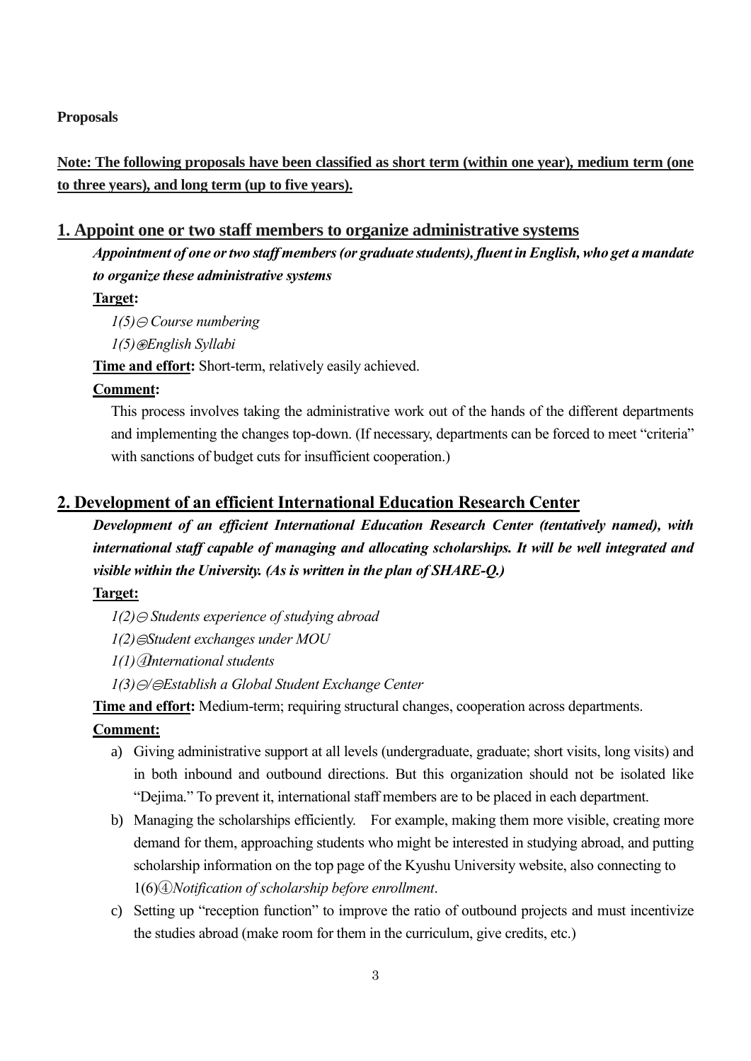**Proposals**

**Note: The following proposals have been classified as short term (within one year), medium term (one to three years), and long term (up to five years).**

## 1. Appoint one or two staff members to organize administrative systems

***Appointment of one or two staff members (or graduate students), fluent in English, who get a mandate to organize these administrative systems***

**Target:**

*1(5)㊀ Course numbering*

*1(5)㊁English Syllabi*

**Time and effort:** Short-term, relatively easily achieved.

**Comment:**

This process involves taking the administrative work out of the hands of the different departments and implementing the changes top-down. (If necessary, departments can be forced to meet "criteria" with sanctions of budget cuts for insufficient cooperation.)

## 2. Development of an efficient International Education Research Center

***Development of an efficient International Education Research Center (tentatively named), with international staff capable of managing and allocating scholarships. It will be well integrated and visible within the University. (As is written in the plan of SHARE-Q.)***

**Target:**

*1(2)㊀ Students experience of studying abroad*

*1(2)㊁Student exchanges under MOU*

*1(1)④International students*

*1(3)㊀/㊁Establish a Global Student Exchange Center*

**Time and effort:** Medium-term; requiring structural changes, cooperation across departments.

**Comment:**

a) Giving administrative support at all levels (undergraduate, graduate; short visits, long visits) and in both inbound and outbound directions. But this organization should not be isolated like "Dejima." To prevent it, international staff members are to be placed in each department.

b) Managing the scholarships efficiently. For example, making them more visible, creating more demand for them, approaching students who might be interested in studying abroad, and putting scholarship information on the top page of the Kyushu University website, also connecting to 1(6)④*Notification of scholarship before enrollment*.

c) Setting up "reception function" to improve the ratio of outbound projects and must incentivize the studies abroad (make room for them in the curriculum, give credits, etc.)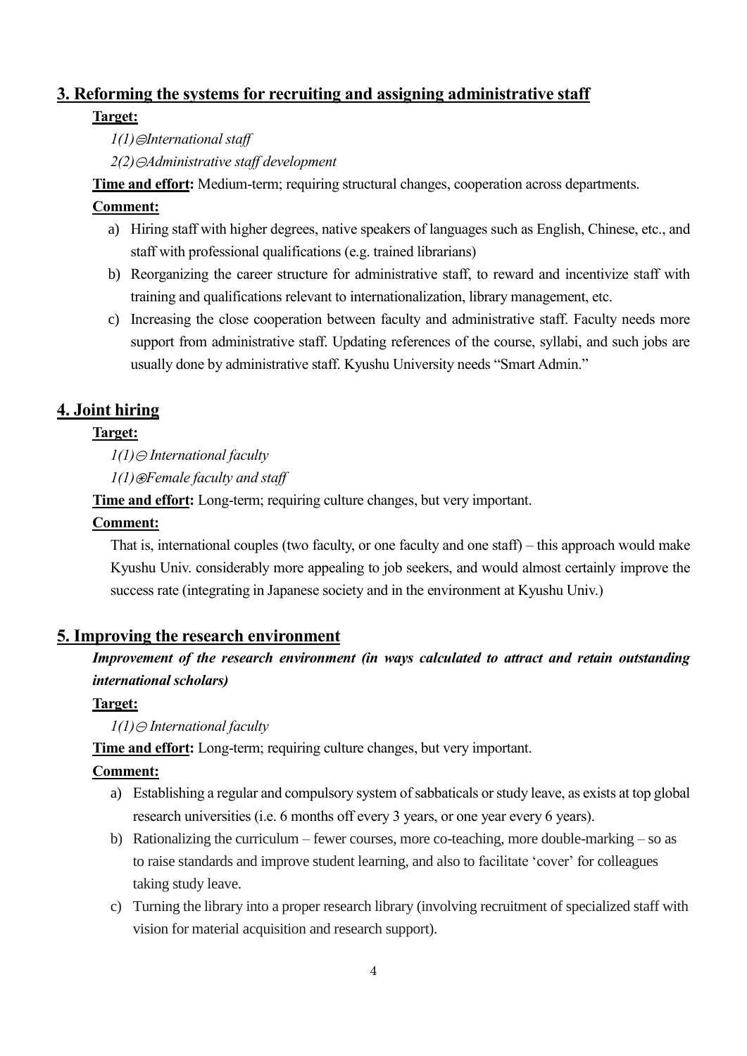## 3. Reforming the systems for recruiting and assigning administrative staff

**Target:**

*1(1)㊂International staff*

*2(2)㊀Administrative staff development*

**Time and effort:** Medium-term; requiring structural changes, cooperation across departments.

**Comment:**

a) Hiring staff with higher degrees, native speakers of languages such as English, Chinese, etc., and staff with professional qualifications (e.g. trained librarians)
b) Reorganizing the career structure for administrative staff, to reward and incentivize staff with training and qualifications relevant to internationalization, library management, etc.
c) Increasing the close cooperation between faculty and administrative staff. Faculty needs more support from administrative staff. Updating references of the course, syllabi, and such jobs are usually done by administrative staff. Kyushu University needs "Smart Admin."

## 4. Joint hiring

**Target:**

*1(1)㊀ International faculty*

*1(1)㊃Female faculty and staff*

**Time and effort:** Long-term; requiring culture changes, but very important.

**Comment:**

That is, international couples (two faculty, or one faculty and one staff) – this approach would make Kyushu Univ. considerably more appealing to job seekers, and would almost certainly improve the success rate (integrating in Japanese society and in the environment at Kyushu Univ.)

## 5. Improving the research environment

***Improvement of the research environment (in ways calculated to attract and retain outstanding international scholars)***

**Target:**

*1(1)㊀ International faculty*

**Time and effort:** Long-term; requiring culture changes, but very important.

**Comment:**

a) Establishing a regular and compulsory system of sabbaticals or study leave, as exists at top global research universities (i.e. 6 months off every 3 years, or one year every 6 years).
b) Rationalizing the curriculum – fewer courses, more co-teaching, more double-marking – so as to raise standards and improve student learning, and also to facilitate 'cover' for colleagues taking study leave.
c) Turning the library into a proper research library (involving recruitment of specialized staff with vision for material acquisition and research support).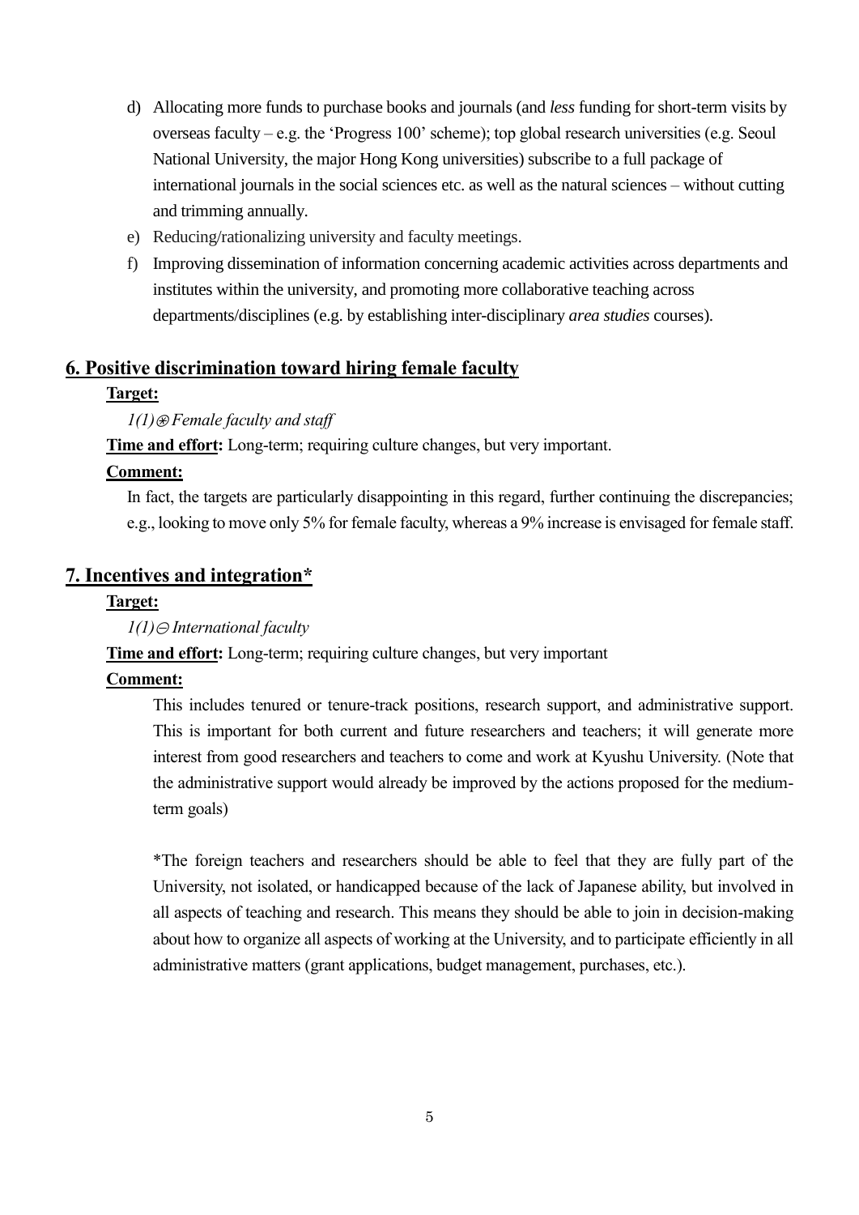d) Allocating more funds to purchase books and journals (and *less* funding for short-term visits by overseas faculty – e.g. the 'Progress 100' scheme); top global research universities (e.g. Seoul National University, the major Hong Kong universities) subscribe to a full package of international journals in the social sciences etc. as well as the natural sciences – without cutting and trimming annually.

e) Reducing/rationalizing university and faculty meetings.

f) Improving dissemination of information concerning academic activities across departments and institutes within the university, and promoting more collaborative teaching across departments/disciplines (e.g. by establishing inter-disciplinary *area studies* courses).

## 6. Positive discrimination toward hiring female faculty

**Target:**

*1(1)㊇ Female faculty and staff*

**Time and effort:** Long-term; requiring culture changes, but very important.

**Comment:**

In fact, the targets are particularly disappointing in this regard, further continuing the discrepancies; e.g., looking to move only 5% for female faculty, whereas a 9% increase is envisaged for female staff.

## 7. Incentives and integration*

**Target:**

*1(1)㊀ International faculty*

**Time and effort:** Long-term; requiring culture changes, but very important

**Comment:**

This includes tenured or tenure-track positions, research support, and administrative support. This is important for both current and future researchers and teachers; it will generate more interest from good researchers and teachers to come and work at Kyushu University. (Note that the administrative support would already be improved by the actions proposed for the medium-term goals)

*The foreign teachers and researchers should be able to feel that they are fully part of the University, not isolated, or handicapped because of the lack of Japanese ability, but involved in all aspects of teaching and research. This means they should be able to join in decision-making about how to organize all aspects of working at the University, and to participate efficiently in all administrative matters (grant applications, budget management, purchases, etc.).